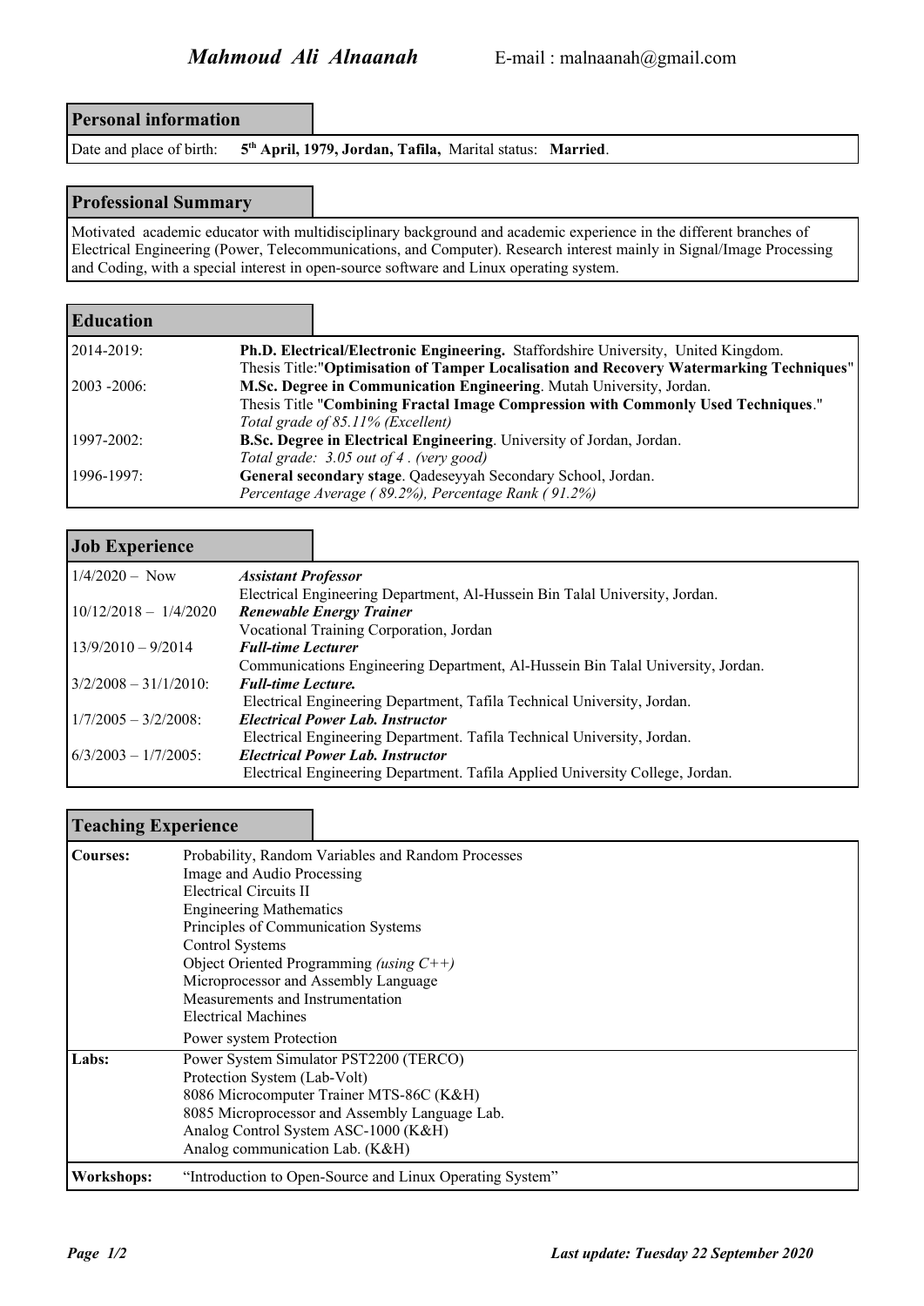# *Mahmoud Ali Alnaanah* E-mail : malnaanah@gmail.com

## Personal information

Date and place of birth: **5th April, 1979, Jordan, Tafila,** Marital status: **Married**.

## Professional Summary

Motivated academic educator with multidisciplinary background and academic experience in the different branches of Electrical Engineering (Power, Telecommunications, and Computer). Research interest mainly in Signal/Image Processing and Coding, with a special interest in open-source software and Linux operating system.

## Education

| | |
|---|---|
| 2014-2019: | **Ph.D. Electrical/Electronic Engineering.** Staffordshire University, United Kingdom. Thesis Title:"**Optimisation of Tamper Localisation and Recovery Watermarking Techniques**" |
| 2003 -2006: | **M.Sc. Degree in Communication Engineering**. Mutah University, Jordan. Thesis Title "**Combining Fractal Image Compression with Commonly Used Techniques**." *Total grade of 85.11% (Excellent)* |
| 1997-2002: | **B.Sc. Degree in Electrical Engineering**. University of Jordan, Jordan. *Total grade: 3.05 out of 4 . (very good)* |
| 1996-1997: | **General secondary stage**. Qadeseyyah Secondary School, Jordan. *Percentage Average ( 89.2%), Percentage Rank ( 91.2%)* |

## Job Experience

| | |
|---|---|
| 1/4/2020 – Now | ***Assistant Professor*** Electrical Engineering Department, Al-Hussein Bin Talal University, Jordan. |
| 10/12/2018 – 1/4/2020 | ***Renewable Energy Trainer*** Vocational Training Corporation, Jordan |
| 13/9/2010 – 9/2014 | ***Full-time Lecturer*** Communications Engineering Department, Al-Hussein Bin Talal University, Jordan. |
| 3/2/2008 – 31/1/2010: | ***Full-time Lecture.*** Electrical Engineering Department, Tafila Technical University, Jordan. |
| 1/7/2005 – 3/2/2008: | ***Electrical Power Lab. Instructor*** Electrical Engineering Department. Tafila Technical University, Jordan. |
| 6/3/2003 – 1/7/2005: | ***Electrical Power Lab. Instructor*** Electrical Engineering Department. Tafila Applied University College, Jordan. |

## Teaching Experience

| | |
|---|---|
| **Courses:** | Probability, Random Variables and Random Processes<br>Image and Audio Processing<br>Electrical Circuits II<br>Engineering Mathematics<br>Principles of Communication Systems<br>Control Systems<br>Object Oriented Programming *(using C++)*<br>Microprocessor and Assembly Language<br>Measurements and Instrumentation<br>Electrical Machines<br>Power system Protection |
| **Labs:** | Power System Simulator PST2200 (TERCO)<br>Protection System (Lab-Volt)<br>8086 Microcomputer Trainer MTS-86C (K&H)<br>8085 Microprocessor and Assembly Language Lab.<br>Analog Control System ASC-1000 (K&H)<br>Analog communication Lab. (K&H) |
| **Workshops:** | "Introduction to Open-Source and Linux Operating System" |

***Last update: Tuesday 22 September 2020***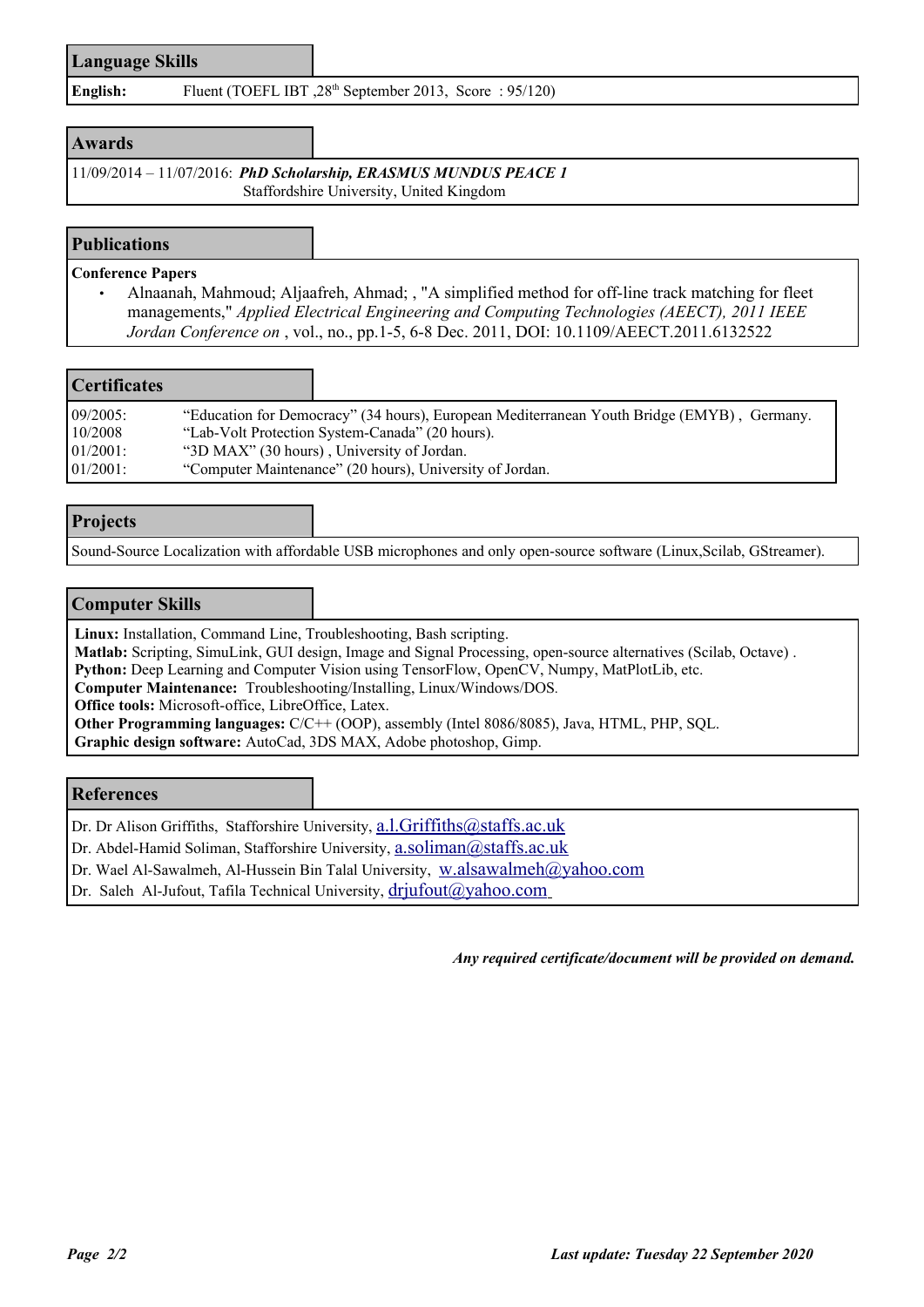## Language Skills

**English:** Fluent (TOEFL IBT ,28th September 2013, Score : 95/120)

## Awards

11/09/2014 – 11/07/2016: ***PhD Scholarship, ERASMUS MUNDUS PEACE 1***
Staffordshire University, United Kingdom

## Publications

**Conference Papers**

- Alnaanah, Mahmoud; Aljaafreh, Ahmad; , "A simplified method for off-line track matching for fleet managements," *Applied Electrical Engineering and Computing Technologies (AEECT), 2011 IEEE Jordan Conference on* , vol., no., pp.1-5, 6-8 Dec. 2011, DOI: 10.1109/AEECT.2011.6132522

## Certificates

| | |
|---|---|
| 09/2005: | "Education for Democracy" (34 hours), European Mediterranean Youth Bridge (EMYB) , Germany. |
| 10/2008 | "Lab-Volt Protection System-Canada" (20 hours). |
| 01/2001: | "3D MAX" (30 hours) , University of Jordan. |
| 01/2001: | "Computer Maintenance" (20 hours), University of Jordan. |

## Projects

Sound-Source Localization with affordable USB microphones and only open-source software (Linux,Scilab, GStreamer).

## Computer Skills

**Linux:** Installation, Command Line, Troubleshooting, Bash scripting.
**Matlab:** Scripting, SimuLink, GUI design, Image and Signal Processing, open-source alternatives (Scilab, Octave) .
**Python:** Deep Learning and Computer Vision using TensorFlow, OpenCV, Numpy, MatPlotLib, etc.
**Computer Maintenance:** Troubleshooting/Installing, Linux/Windows/DOS.
**Office tools:** Microsoft-office, LibreOffice, Latex.
**Other Programming languages:** C/C++ (OOP), assembly (Intel 8086/8085), Java, HTML, PHP, SQL.
**Graphic design software:** AutoCad, 3DS MAX, Adobe photoshop, Gimp.

## References

Dr. Dr Alison Griffiths, Stafforshire University, a.l.Griffiths@staffs.ac.uk
Dr. Abdel-Hamid Soliman, Stafforshire University, a.soliman@staffs.ac.uk
Dr. Wael Al-Sawalmeh, Al-Hussein Bin Talal University, w.alsawalmeh@yahoo.com
Dr. Saleh Al-Jufout, Tafila Technical University, drjufout@yahoo.com

***Any required certificate/document will be provided on demand.***

***Last update: Tuesday 22 September 2020***